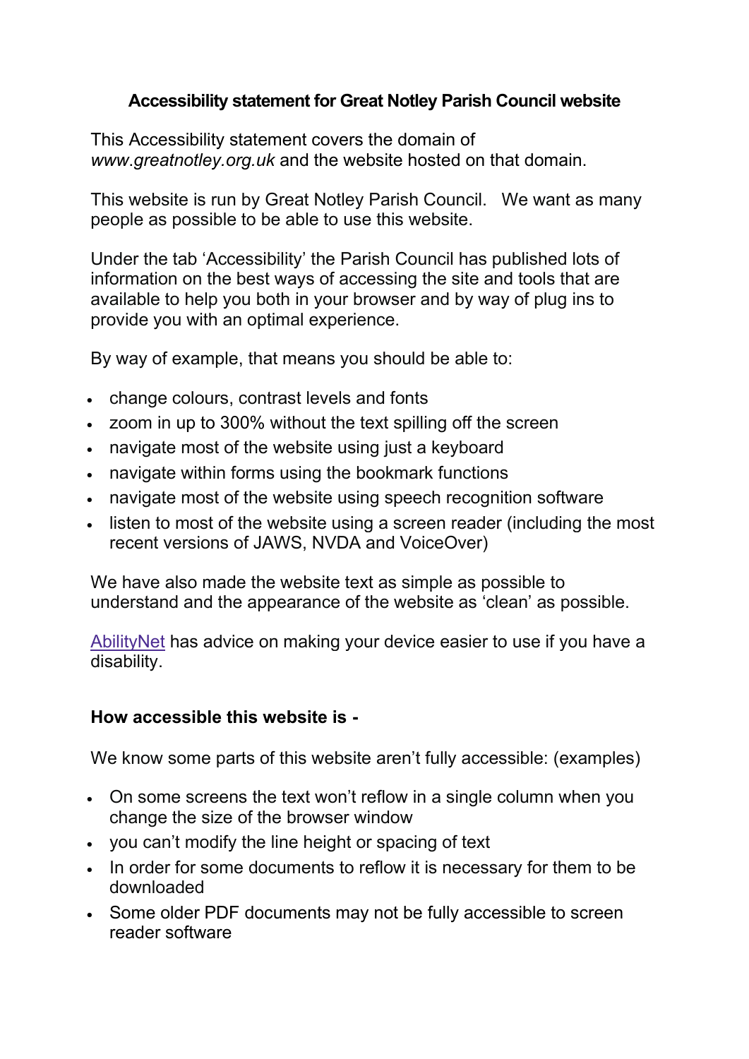# Accessibility statement for Great Notley Parish Council website

This Accessibility statement covers the domain of *www.greatnotley.org.uk* and the website hosted on that domain.

This website is run by Great Notley Parish Council. We want as many people as possible to be able to use this website.

Under the tab 'Accessibility' the Parish Council has published lots of information on the best ways of accessing the site and tools that are available to help you both in your browser and by way of plug ins to provide you with an optimal experience.

By way of example, that means you should be able to:

- change colours, contrast levels and fonts
- zoom in up to 300% without the text spilling off the screen
- navigate most of the website using just a keyboard
- navigate within forms using the bookmark functions
- navigate most of the website using speech recognition software
- listen to most of the website using a screen reader (including the most recent versions of JAWS, NVDA and VoiceOver)

We have also made the website text as simple as possible to understand and the appearance of the website as 'clean' as possible.

AbilityNet has advice on making your device easier to use if you have a disability.

## How accessible this website is -

We know some parts of this website aren't fully accessible: (examples)

- On some screens the text won't reflow in a single column when you change the size of the browser window
- you can't modify the line height or spacing of text
- In order for some documents to reflow it is necessary for them to be downloaded
- Some older PDF documents may not be fully accessible to screen reader software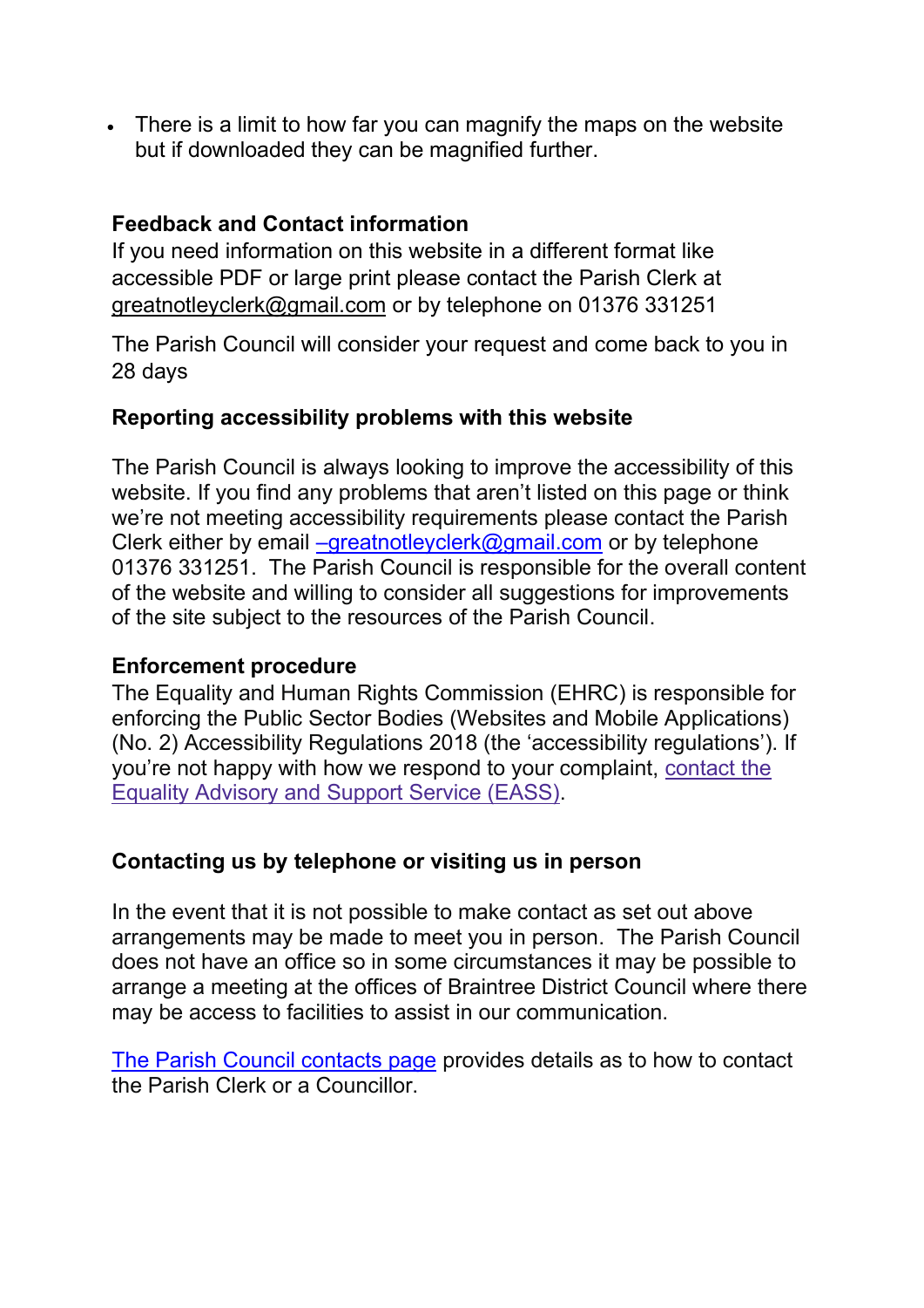- There is a limit to how far you can magnify the maps on the website but if downloaded they can be magnified further.

**Feedback and Contact information**

If you need information on this website in a different format like accessible PDF or large print please contact the Parish Clerk at greatnotleyclerk@gmail.com or by telephone on 01376 331251

The Parish Council will consider your request and come back to you in 28 days

**Reporting accessibility problems with this website**

The Parish Council is always looking to improve the accessibility of this website. If you find any problems that aren't listed on this page or think we're not meeting accessibility requirements please contact the Parish Clerk either by email –greatnotleyclerk@gmail.com or by telephone 01376 331251. The Parish Council is responsible for the overall content of the website and willing to consider all suggestions for improvements of the site subject to the resources of the Parish Council.

**Enforcement procedure**

The Equality and Human Rights Commission (EHRC) is responsible for enforcing the Public Sector Bodies (Websites and Mobile Applications) (No. 2) Accessibility Regulations 2018 (the 'accessibility regulations'). If you're not happy with how we respond to your complaint, contact the Equality Advisory and Support Service (EASS).

**Contacting us by telephone or visiting us in person**

In the event that it is not possible to make contact as set out above arrangements may be made to meet you in person. The Parish Council does not have an office so in some circumstances it may be possible to arrange a meeting at the offices of Braintree District Council where there may be access to facilities to assist in our communication.

The Parish Council contacts page provides details as to how to contact the Parish Clerk or a Councillor.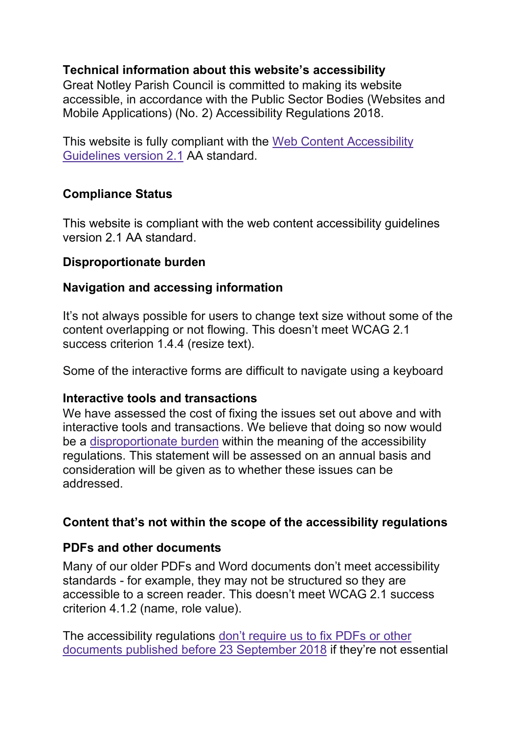**Technical information about this website's accessibility**
Great Notley Parish Council is committed to making its website accessible, in accordance with the Public Sector Bodies (Websites and Mobile Applications) (No. 2) Accessibility Regulations 2018.

This website is fully compliant with the Web Content Accessibility Guidelines version 2.1 AA standard.

**Compliance Status**

This website is compliant with the web content accessibility guidelines version 2.1 AA standard.

**Disproportionate burden**

**Navigation and accessing information**

It's not always possible for users to change text size without some of the content overlapping or not flowing. This doesn't meet WCAG 2.1 success criterion 1.4.4 (resize text).

Some of the interactive forms are difficult to navigate using a keyboard

**Interactive tools and transactions**
We have assessed the cost of fixing the issues set out above and with interactive tools and transactions. We believe that doing so now would be a disproportionate burden within the meaning of the accessibility regulations. This statement will be assessed on an annual basis and consideration will be given as to whether these issues can be addressed.

**Content that's not within the scope of the accessibility regulations**

**PDFs and other documents**
Many of our older PDFs and Word documents don't meet accessibility standards - for example, they may not be structured so they are accessible to a screen reader. This doesn't meet WCAG 2.1 success criterion 4.1.2 (name, role value).

The accessibility regulations don't require us to fix PDFs or other documents published before 23 September 2018 if they're not essential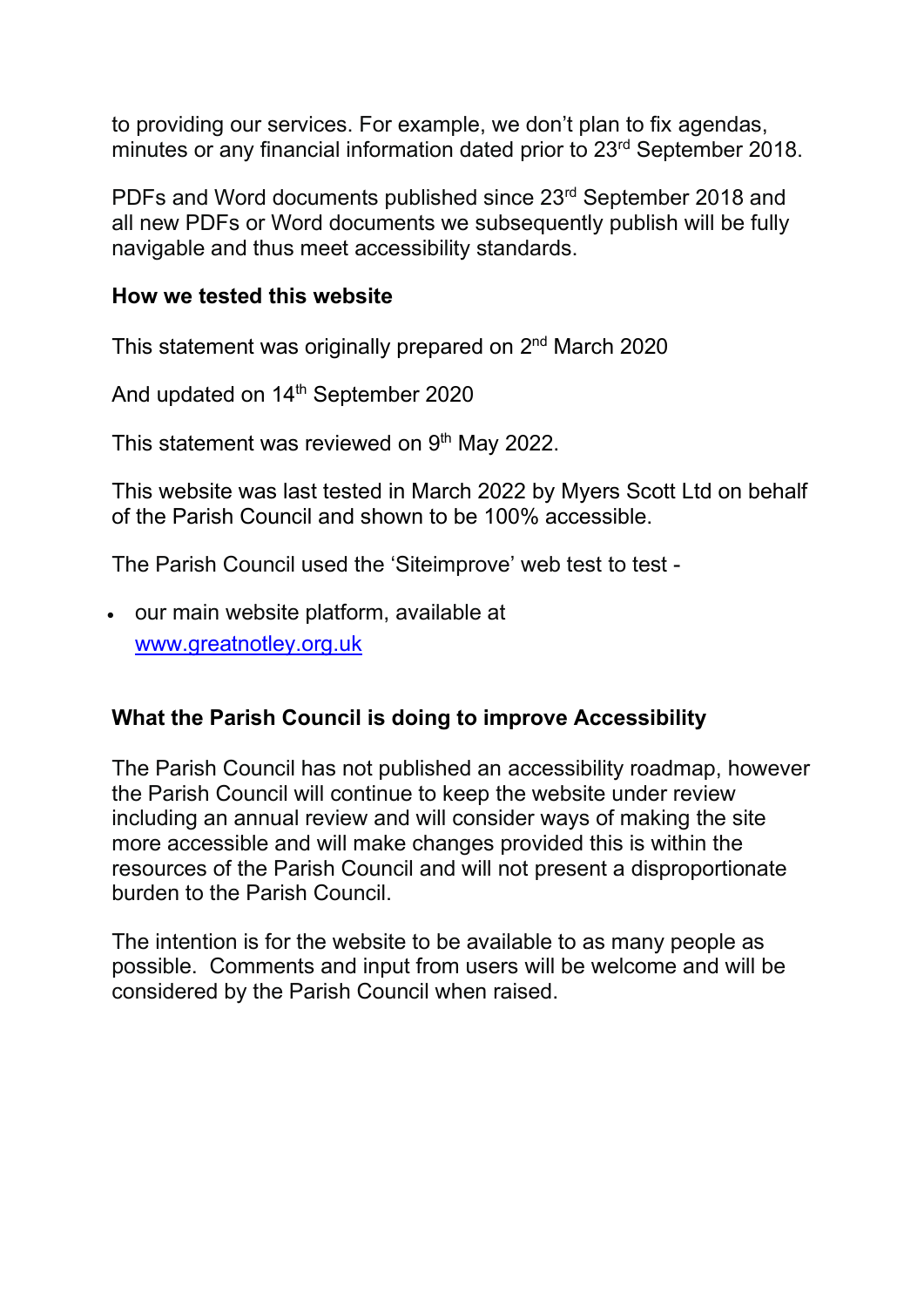to providing our services. For example, we don't plan to fix agendas, minutes or any financial information dated prior to 23rd September 2018.

PDFs and Word documents published since 23rd September 2018 and all new PDFs or Word documents we subsequently publish will be fully navigable and thus meet accessibility standards.

**How we tested this website**

This statement was originally prepared on 2nd March 2020

And updated on 14th September 2020

This statement was reviewed on 9th May 2022.

This website was last tested in March 2022 by Myers Scott Ltd on behalf of the Parish Council and shown to be 100% accessible.

The Parish Council used the 'Siteimprove' web test to test -

- our main website platform, available at [www.greatnotley.org.uk](http://www.greatnotley.org.uk)

**What the Parish Council is doing to improve Accessibility**

The Parish Council has not published an accessibility roadmap, however the Parish Council will continue to keep the website under review including an annual review and will consider ways of making the site more accessible and will make changes provided this is within the resources of the Parish Council and will not present a disproportionate burden to the Parish Council.

The intention is for the website to be available to as many people as possible. Comments and input from users will be welcome and will be considered by the Parish Council when raised.